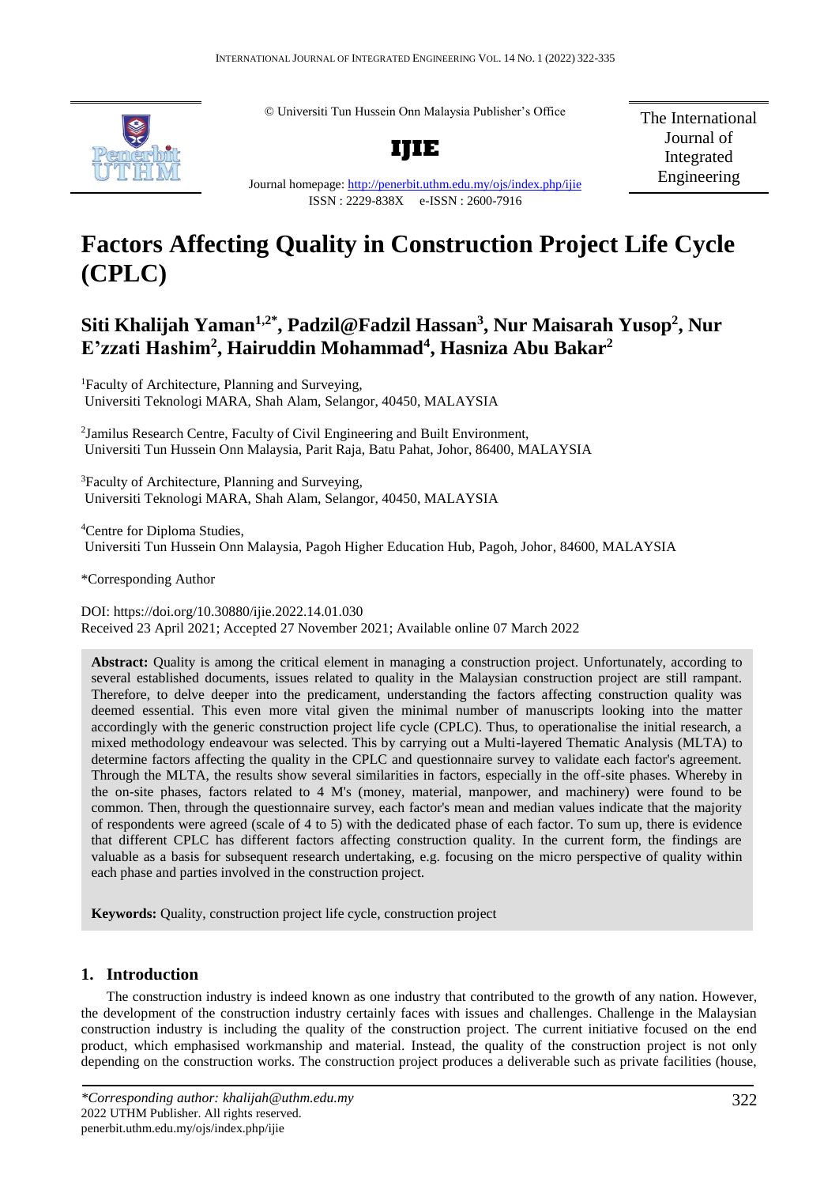© Universiti Tun Hussein Onn Malaysia Publisher's Office

**IJIE**

Journal homepage: http://penerbit.uthm.edu.my/ojs/index.php/ijie

ISSN : 2229-838X e-ISSN : 2600-7916

The International Journal of Integrated Engineering

# Factors Affecting Quality in Construction Project Life Cycle (CPLC)

## Siti Khalijah Yaman[1,2*], Padzil@Fadzil Hassan[3], Nur Maisarah Yusop[2], Nur E'zzati Hashim[2], Hairuddin Mohammad[4], Hasniza Abu Bakar[2]

[1]Faculty of Architecture, Planning and Surveying, Universiti Teknologi MARA, Shah Alam, Selangor, 40450, MALAYSIA

[2]Jamilus Research Centre, Faculty of Civil Engineering and Built Environment, Universiti Tun Hussein Onn Malaysia, Parit Raja, Batu Pahat, Johor, 86400, MALAYSIA

[3]Faculty of Architecture, Planning and Surveying, Universiti Teknologi MARA, Shah Alam, Selangor, 40450, MALAYSIA

[4]Centre for Diploma Studies, Universiti Tun Hussein Onn Malaysia, Pagoh Higher Education Hub, Pagoh, Johor, 84600, MALAYSIA

*Corresponding Author

DOI: https://doi.org/10.30880/ijie.2022.14.01.030

Received 23 April 2021; Accepted 27 November 2021; Available online 07 March 2022

**Abstract:** Quality is among the critical element in managing a construction project. Unfortunately, according to several established documents, issues related to quality in the Malaysian construction project are still rampant. Therefore, to delve deeper into the predicament, understanding the factors affecting construction quality was deemed essential. This even more vital given the minimal number of manuscripts looking into the matter accordingly with the generic construction project life cycle (CPLC). Thus, to operationalise the initial research, a mixed methodology endeavour was selected. This by carrying out a Multi-layered Thematic Analysis (MLTA) to determine factors affecting the quality in the CPLC and questionnaire survey to validate each factor's agreement. Through the MLTA, the results show several similarities in factors, especially in the off-site phases. Whereby in the on-site phases, factors related to 4 M's (money, material, manpower, and machinery) were found to be common. Then, through the questionnaire survey, each factor's mean and median values indicate that the majority of respondents were agreed (scale of 4 to 5) with the dedicated phase of each factor. To sum up, there is evidence that different CPLC has different factors affecting construction quality. In the current form, the findings are valuable as a basis for subsequent research undertaking, e.g. focusing on the micro perspective of quality within each phase and parties involved in the construction project.

**Keywords:** Quality, construction project life cycle, construction project

## 1. Introduction

The construction industry is indeed known as one industry that contributed to the growth of any nation. However, the development of the construction industry certainly faces with issues and challenges. Challenge in the Malaysian construction industry is including the quality of the construction project. The current initiative focused on the end product, which emphasised workmanship and material. Instead, the quality of the construction project is not only depending on the construction works. The construction project produces a deliverable such as private facilities (house,

*\*Corresponding author: khalijah@uthm.edu.my*
2022 UTHM Publisher. All rights reserved.
penerbit.uthm.edu.my/ojs/index.php/ijie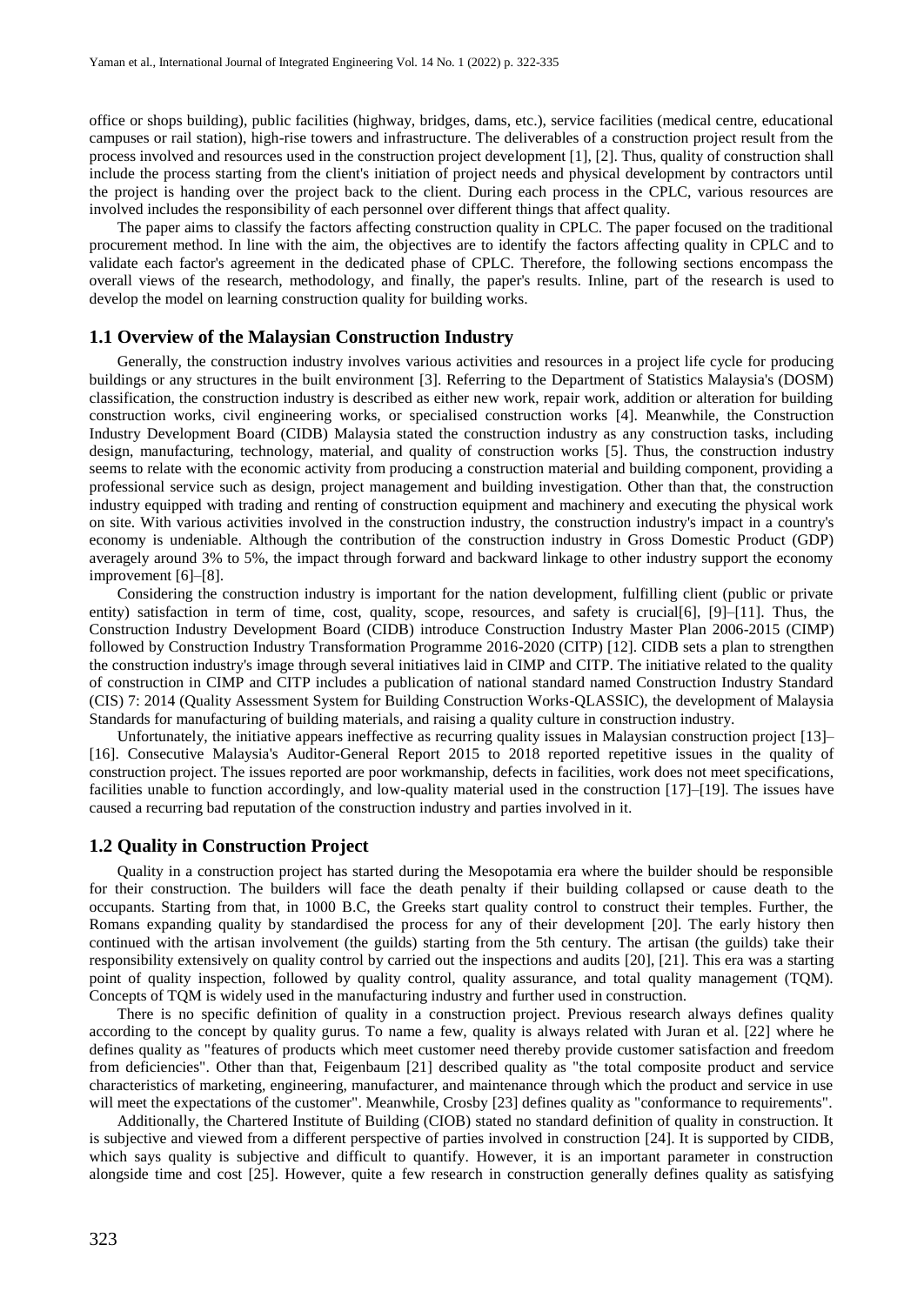office or shops building), public facilities (highway, bridges, dams, etc.), service facilities (medical centre, educational campuses or rail station), high-rise towers and infrastructure. The deliverables of a construction project result from the process involved and resources used in the construction project development [1], [2]. Thus, quality of construction shall include the process starting from the client's initiation of project needs and physical development by contractors until the project is handing over the project back to the client. During each process in the CPLC, various resources are involved includes the responsibility of each personnel over different things that affect quality.

The paper aims to classify the factors affecting construction quality in CPLC. The paper focused on the traditional procurement method. In line with the aim, the objectives are to identify the factors affecting quality in CPLC and to validate each factor's agreement in the dedicated phase of CPLC. Therefore, the following sections encompass the overall views of the research, methodology, and finally, the paper's results. Inline, part of the research is used to develop the model on learning construction quality for building works.

### 1.1 Overview of the Malaysian Construction Industry

Generally, the construction industry involves various activities and resources in a project life cycle for producing buildings or any structures in the built environment [3]. Referring to the Department of Statistics Malaysia's (DOSM) classification, the construction industry is described as either new work, repair work, addition or alteration for building construction works, civil engineering works, or specialised construction works [4]. Meanwhile, the Construction Industry Development Board (CIDB) Malaysia stated the construction industry as any construction tasks, including design, manufacturing, technology, material, and quality of construction works [5]. Thus, the construction industry seems to relate with the economic activity from producing a construction material and building component, providing a professional service such as design, project management and building investigation. Other than that, the construction industry equipped with trading and renting of construction equipment and machinery and executing the physical work on site. With various activities involved in the construction industry, the construction industry's impact in a country's economy is undeniable. Although the contribution of the construction industry in Gross Domestic Product (GDP) averagely around 3% to 5%, the impact through forward and backward linkage to other industry support the economy improvement [6]–[8].

Considering the construction industry is important for the nation development, fulfilling client (public or private entity) satisfaction in term of time, cost, quality, scope, resources, and safety is crucial[6], [9]–[11]. Thus, the Construction Industry Development Board (CIDB) introduce Construction Industry Master Plan 2006-2015 (CIMP) followed by Construction Industry Transformation Programme 2016-2020 (CITP) [12]. CIDB sets a plan to strengthen the construction industry's image through several initiatives laid in CIMP and CITP. The initiative related to the quality of construction in CIMP and CITP includes a publication of national standard named Construction Industry Standard (CIS) 7: 2014 (Quality Assessment System for Building Construction Works-QLASSIC), the development of Malaysia Standards for manufacturing of building materials, and raising a quality culture in construction industry.

Unfortunately, the initiative appears ineffective as recurring quality issues in Malaysian construction project [13]–[16]. Consecutive Malaysia's Auditor-General Report 2015 to 2018 reported repetitive issues in the quality of construction project. The issues reported are poor workmanship, defects in facilities, work does not meet specifications, facilities unable to function accordingly, and low-quality material used in the construction [17]–[19]. The issues have caused a recurring bad reputation of the construction industry and parties involved in it.

### 1.2 Quality in Construction Project

Quality in a construction project has started during the Mesopotamia era where the builder should be responsible for their construction. The builders will face the death penalty if their building collapsed or cause death to the occupants. Starting from that, in 1000 B.C, the Greeks start quality control to construct their temples. Further, the Romans expanding quality by standardised the process for any of their development [20]. The early history then continued with the artisan involvement (the guilds) starting from the 5th century. The artisan (the guilds) take their responsibility extensively on quality control by carried out the inspections and audits [20], [21]. This era was a starting point of quality inspection, followed by quality control, quality assurance, and total quality management (TQM). Concepts of TQM is widely used in the manufacturing industry and further used in construction.

There is no specific definition of quality in a construction project. Previous research always defines quality according to the concept by quality gurus. To name a few, quality is always related with Juran et al. [22] where he defines quality as "features of products which meet customer need thereby provide customer satisfaction and freedom from deficiencies". Other than that, Feigenbaum [21] described quality as "the total composite product and service characteristics of marketing, engineering, manufacturer, and maintenance through which the product and service in use will meet the expectations of the customer". Meanwhile, Crosby [23] defines quality as "conformance to requirements".

Additionally, the Chartered Institute of Building (CIOB) stated no standard definition of quality in construction. It is subjective and viewed from a different perspective of parties involved in construction [24]. It is supported by CIDB, which says quality is subjective and difficult to quantify. However, it is an important parameter in construction alongside time and cost [25]. However, quite a few research in construction generally defines quality as satisfying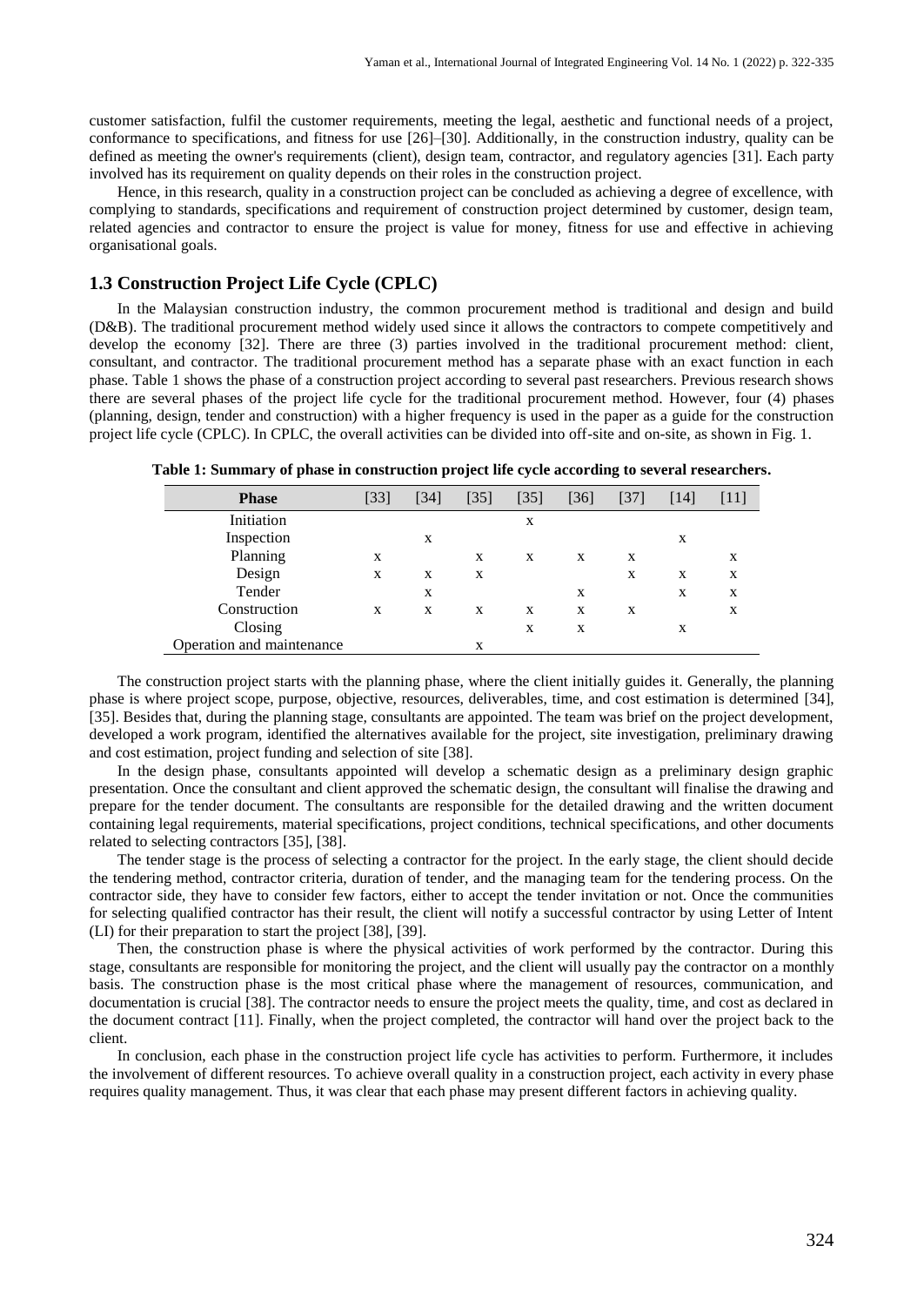customer satisfaction, fulfil the customer requirements, meeting the legal, aesthetic and functional needs of a project, conformance to specifications, and fitness for use [26]–[30]. Additionally, in the construction industry, quality can be defined as meeting the owner's requirements (client), design team, contractor, and regulatory agencies [31]. Each party involved has its requirement on quality depends on their roles in the construction project.

Hence, in this research, quality in a construction project can be concluded as achieving a degree of excellence, with complying to standards, specifications and requirement of construction project determined by customer, design team, related agencies and contractor to ensure the project is value for money, fitness for use and effective in achieving organisational goals.

## 1.3 Construction Project Life Cycle (CPLC)

In the Malaysian construction industry, the common procurement method is traditional and design and build (D&B). The traditional procurement method widely used since it allows the contractors to compete competitively and develop the economy [32]. There are three (3) parties involved in the traditional procurement method: client, consultant, and contractor. The traditional procurement method has a separate phase with an exact function in each phase. Table 1 shows the phase of a construction project according to several past researchers. Previous research shows there are several phases of the project life cycle for the traditional procurement method. However, four (4) phases (planning, design, tender and construction) with a higher frequency is used in the paper as a guide for the construction project life cycle (CPLC). In CPLC, the overall activities can be divided into off-site and on-site, as shown in Fig. 1.

**Table 1: Summary of phase in construction project life cycle according to several researchers.**

| Phase | [33] | [34] | [35] | [35] | [36] | [37] | [14] | [11] |
|---|---|---|---|---|---|---|---|---|
| Initiation | | | | x | | | | |
| Inspection | | x | | | | | x | |
| Planning | x | | x | x | x | x | | x |
| Design | x | x | x | | | x | x | x |
| Tender | | x | | | x | | x | x |
| Construction | x | x | x | x | x | x | | x |
| Closing | | | | x | x | | x | |
| Operation and maintenance | | | x | | | | | |

The construction project starts with the planning phase, where the client initially guides it. Generally, the planning phase is where project scope, purpose, objective, resources, deliverables, time, and cost estimation is determined [34], [35]. Besides that, during the planning stage, consultants are appointed. The team was brief on the project development, developed a work program, identified the alternatives available for the project, site investigation, preliminary drawing and cost estimation, project funding and selection of site [38].

In the design phase, consultants appointed will develop a schematic design as a preliminary design graphic presentation. Once the consultant and client approved the schematic design, the consultant will finalise the drawing and prepare for the tender document. The consultants are responsible for the detailed drawing and the written document containing legal requirements, material specifications, project conditions, technical specifications, and other documents related to selecting contractors [35], [38].

The tender stage is the process of selecting a contractor for the project. In the early stage, the client should decide the tendering method, contractor criteria, duration of tender, and the managing team for the tendering process. On the contractor side, they have to consider few factors, either to accept the tender invitation or not. Once the communities for selecting qualified contractor has their result, the client will notify a successful contractor by using Letter of Intent (LI) for their preparation to start the project [38], [39].

Then, the construction phase is where the physical activities of work performed by the contractor. During this stage, consultants are responsible for monitoring the project, and the client will usually pay the contractor on a monthly basis. The construction phase is the most critical phase where the management of resources, communication, and documentation is crucial [38]. The contractor needs to ensure the project meets the quality, time, and cost as declared in the document contract [11]. Finally, when the project completed, the contractor will hand over the project back to the client.

In conclusion, each phase in the construction project life cycle has activities to perform. Furthermore, it includes the involvement of different resources. To achieve overall quality in a construction project, each activity in every phase requires quality management. Thus, it was clear that each phase may present different factors in achieving quality.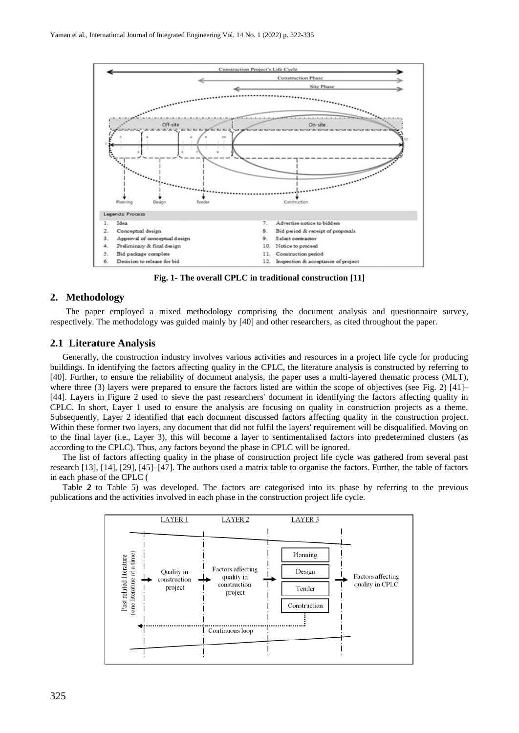**Fig. 1- The overall CPLC in traditional construction [11]**

## 2. Methodology

The paper employed a mixed methodology comprising the document analysis and questionnaire survey, respectively. The methodology was guided mainly by [40] and other researchers, as cited throughout the paper.

### 2.1 Literature Analysis

Generally, the construction industry involves various activities and resources in a project life cycle for producing buildings. In identifying the factors affecting quality in the CPLC, the literature analysis is constructed by referring to [40]. Further, to ensure the reliability of document analysis, the paper uses a multi-layered thematic process (MLT), where three (3) layers were prepared to ensure the factors listed are within the scope of objectives (see Fig. 2) [41]–[44]. Layers in Figure 2 used to sieve the past researchers' document in identifying the factors affecting quality in CPLC. In short, Layer 1 used to ensure the analysis are focusing on quality in construction projects as a theme. Subsequently, Layer 2 identified that each document discussed factors affecting quality in the construction project. Within these former two layers, any document that did not fulfil the layers' requirement will be disqualified. Moving on to the final layer (i.e., Layer 3), this will become a layer to sentimentalised factors into predetermined clusters (as according to the CPLC). Thus, any factors beyond the phase in CPLC will be ignored.

The list of factors affecting quality in the phase of construction project life cycle was gathered from several past research [13], [14], [29], [45]–[47]. The authors used a matrix table to organise the factors. Further, the table of factors in each phase of the CPLC (

Table *2* to Table 5) was developed. The factors are categorised into its phase by referring to the previous publications and the activities involved in each phase in the construction project life cycle.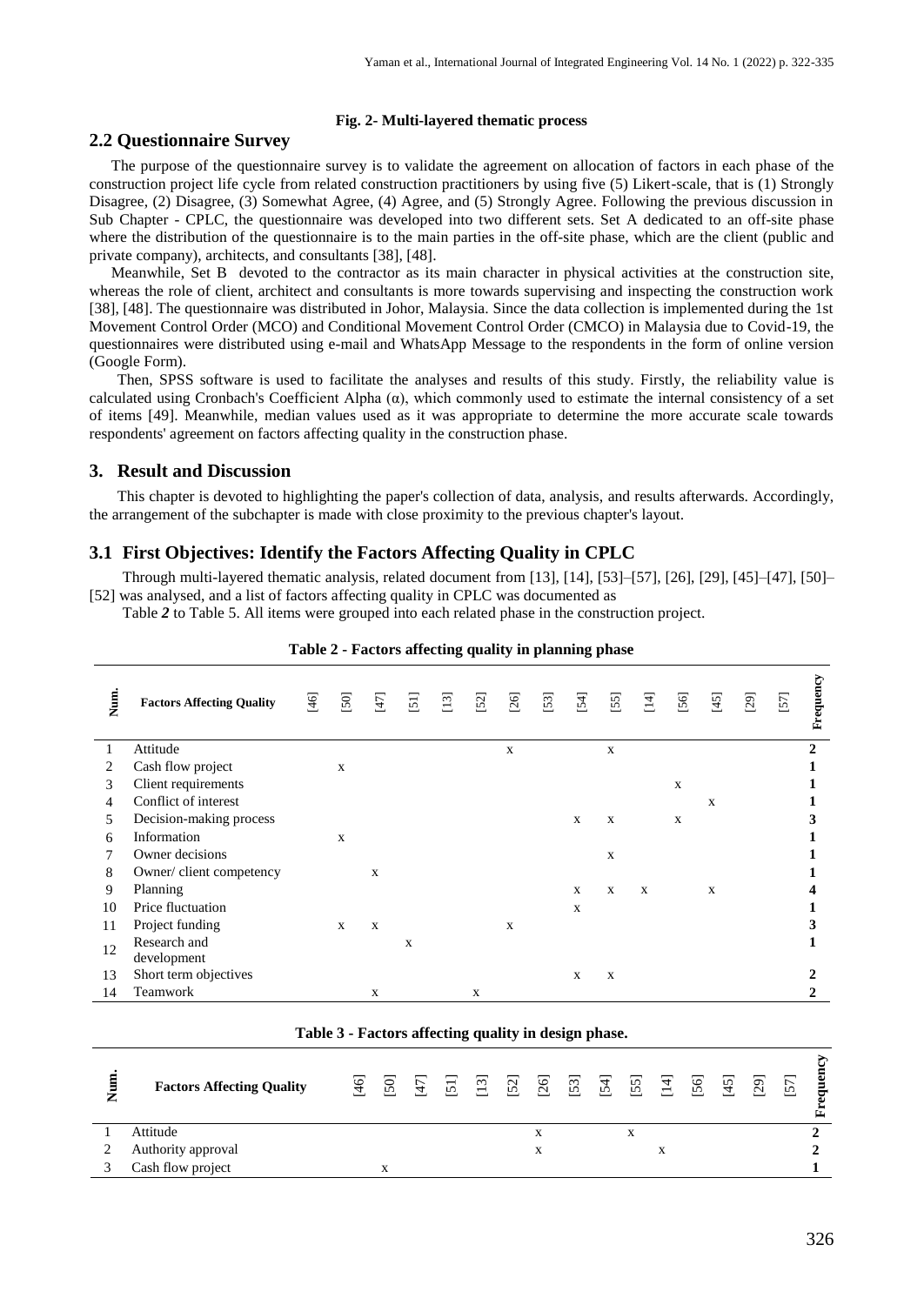**Fig. 2- Multi-layered thematic process**

## 2.2 Questionnaire Survey

The purpose of the questionnaire survey is to validate the agreement on allocation of factors in each phase of the construction project life cycle from related construction practitioners by using five (5) Likert-scale, that is (1) Strongly Disagree, (2) Disagree, (3) Somewhat Agree, (4) Agree, and (5) Strongly Agree. Following the previous discussion in Sub Chapter - CPLC, the questionnaire was developed into two different sets. Set A dedicated to an off-site phase where the distribution of the questionnaire is to the main parties in the off-site phase, which are the client (public and private company), architects, and consultants [38], [48].

Meanwhile, Set B devoted to the contractor as its main character in physical activities at the construction site, whereas the role of client, architect and consultants is more towards supervising and inspecting the construction work [38], [48]. The questionnaire was distributed in Johor, Malaysia. Since the data collection is implemented during the 1st Movement Control Order (MCO) and Conditional Movement Control Order (CMCO) in Malaysia due to Covid-19, the questionnaires were distributed using e-mail and WhatsApp Message to the respondents in the form of online version (Google Form).

Then, SPSS software is used to facilitate the analyses and results of this study. Firstly, the reliability value is calculated using Cronbach's Coefficient Alpha (α), which commonly used to estimate the internal consistency of a set of items [49]. Meanwhile, median values used as it was appropriate to determine the more accurate scale towards respondents' agreement on factors affecting quality in the construction phase.

# 3. Result and Discussion

This chapter is devoted to highlighting the paper's collection of data, analysis, and results afterwards. Accordingly, the arrangement of the subchapter is made with close proximity to the previous chapter's layout.

## 3.1 First Objectives: Identify the Factors Affecting Quality in CPLC

Through multi-layered thematic analysis, related document from [13], [14], [53]–[57], [26], [29], [45]–[47], [50]–[52] was analysed, and a list of factors affecting quality in CPLC was documented as

Table *2* to Table 5. All items were grouped into each related phase in the construction project.

**Table 2 - Factors affecting quality in planning phase**

| Num. | Factors Affecting Quality | [46] | [50] | [47] | [51] | [13] | [52] | [26] | [53] | [54] | [55] | [14] | [56] | [45] | [29] | [57] | Frequency |
|---|---|---|---|---|---|---|---|---|---|---|---|---|---|---|---|---|---|
| 1 | Attitude | | | | | | | x | | | x | | | | | | **2** |
| 2 | Cash flow project | | x | | | | | | | | | | | | | | **1** |
| 3 | Client requirements | | | | | | | | | | | | x | | | | **1** |
| 4 | Conflict of interest | | | | | | | | | | | | | x | | | **1** |
| 5 | Decision-making process | | | | | | | | | x | x | | x | | | | **3** |
| 6 | Information | | x | | | | | | | | | | | | | | **1** |
| 7 | Owner decisions | | | | | | | | | | x | | | | | | **1** |
| 8 | Owner/ client competency | | | x | | | | | | | | | | | | | **1** |
| 9 | Planning | | | | | | | | | x | x | x | | x | | | **4** |
| 10 | Price fluctuation | | | | | | | | | x | | | | | | | **1** |
| 11 | Project funding | | x | x | | | | x | | | | | | | | | **3** |
| 12 | Research and development | | | | x | | | | | | | | | | | | **1** |
| 13 | Short term objectives | | | | | | | | | x | x | | | | | | **2** |
| 14 | Teamwork | | | x | | | x | | | | | | | | | | **2** |

**Table 3 - Factors affecting quality in design phase.**

| Num. | Factors Affecting Quality | [46] | [50] | [47] | [51] | [13] | [52] | [26] | [53] | [54] | [55] | [14] | [56] | [45] | [29] | [57] | Frequency |
|---|---|---|---|---|---|---|---|---|---|---|---|---|---|---|---|---|---|
| 1 | Attitude | | | | | | | x | | | x | | | | | | **2** |
| 2 | Authority approval | | | | | | | x | | | | x | | | | | **2** |
| 3 | Cash flow project | | x | | | | | | | | | | | | | | **1** |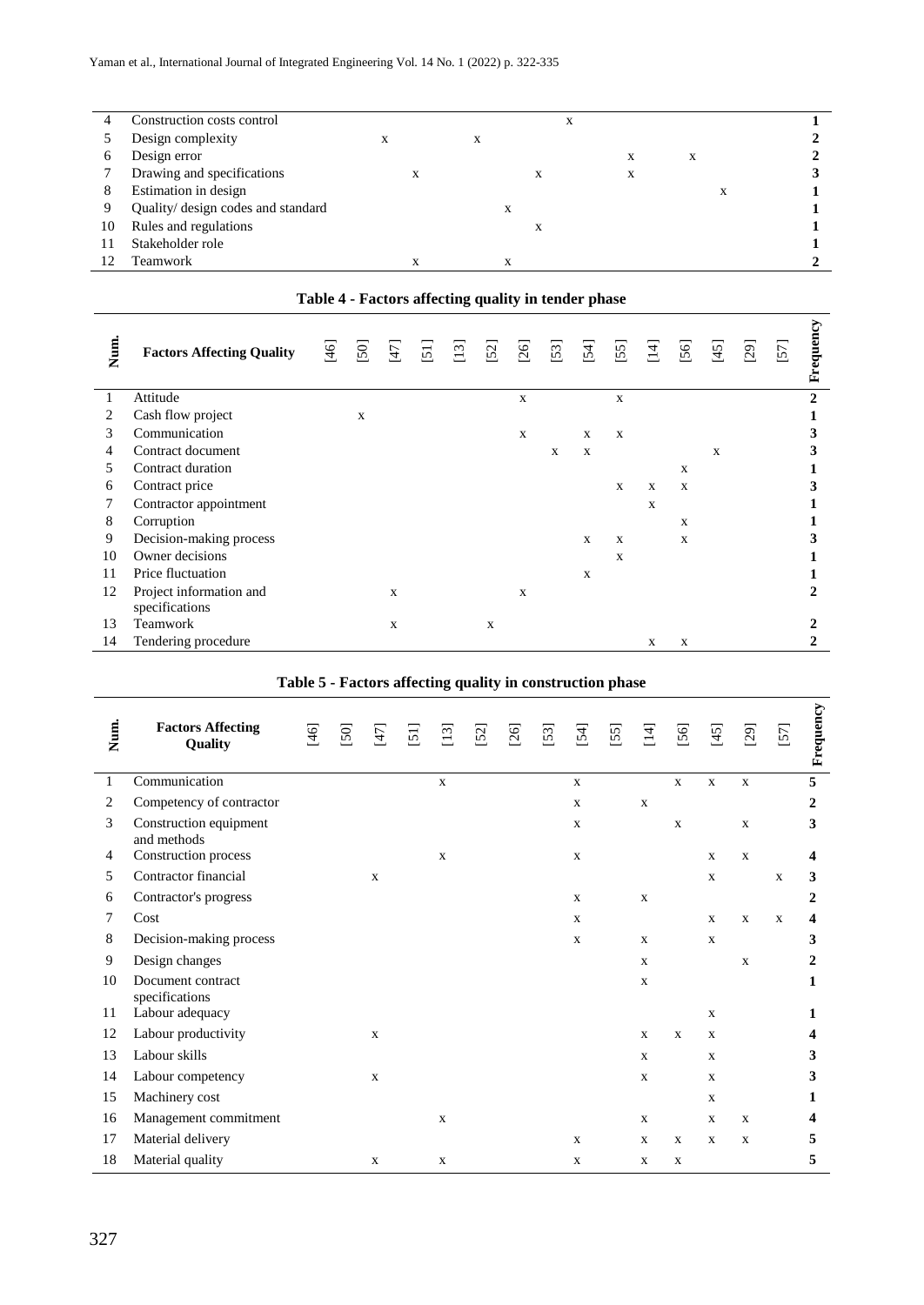| | | | | | | | | | | | | | | | | | |
|---|---|---|---|---|---|---|---|---|---|---|---|---|---|---|---|---|---|
| 4 | Construction costs control | | | | | | | | | x | | | | | | | **1** |
| 5 | Design complexity | | | x | | | x | | | | | | | | | | **2** |
| 6 | Design error | | | | | | | | | | | x | | x | | | **2** |
| 7 | Drawing and specifications | | | | x | | | | x | | | x | | | | | **3** |
| 8 | Estimation in design | | | | | | | | | | | | | | x | | **1** |
| 9 | Quality/ design codes and standard | | | | | | | x | | | | | | | | | **1** |
| 10 | Rules and regulations | | | | | | | | x | | | | | | | | **1** |
| 11 | Stakeholder role | | | | | | | | | | | | | | | | **1** |
| 12 | Teamwork | | | | x | | | x | | | | | | | | | **2** |

**Table 4 - Factors affecting quality in tender phase**

| Num. | Factors Affecting Quality | [46] | [50] | [47] | [51] | [13] | [52] | [26] | [53] | [54] | [55] | [14] | [56] | [45] | [29] | [57] | Frequency |
|---|---|---|---|---|---|---|---|---|---|---|---|---|---|---|---|---|---|
| 1 | Attitude | | | | | | | x | | | x | | | | | | **2** |
| 2 | Cash flow project | | x | | | | | | | | | | | | | | **1** |
| 3 | Communication | | | | | | | x | | x | x | | | | | | **3** |
| 4 | Contract document | | | | | | | | x | x | | | | x | | | **3** |
| 5 | Contract duration | | | | | | | | | | | | x | | | | **1** |
| 6 | Contract price | | | | | | | | | | x | x | x | | | | **3** |
| 7 | Contractor appointment | | | | | | | | | | | x | | | | | **1** |
| 8 | Corruption | | | | | | | | | | | | x | | | | **1** |
| 9 | Decision-making process | | | | | | | | | x | x | | x | | | | **3** |
| 10 | Owner decisions | | | | | | | | | | x | | | | | | **1** |
| 11 | Price fluctuation | | | | | | | | | x | | | | | | | **1** |
| 12 | Project information and specifications | | | x | | | | x | | | | | | | | | **2** |
| 13 | Teamwork | | | x | | | x | | | | | | | | | | **2** |
| 14 | Tendering procedure | | | | | | | | | | | x | x | | | | **2** |

**Table 5 - Factors affecting quality in construction phase**

| Num. | Factors Affecting Quality | [46] | [50] | [47] | [51] | [13] | [52] | [26] | [53] | [54] | [55] | [14] | [56] | [45] | [29] | [57] | Frequency |
|---|---|---|---|---|---|---|---|---|---|---|---|---|---|---|---|---|---|
| 1 | Communication | | | | | x | | | | x | | | x | x | x | | **5** |
| 2 | Competency of contractor | | | | | | | | | x | | x | | | | | **2** |
| 3 | Construction equipment and methods | | | | | | | | | x | | | x | | x | | **3** |
| 4 | Construction process | | | | | x | | | | x | | | | x | x | | **4** |
| 5 | Contractor financial | | | x | | | | | | | | | | x | | x | **3** |
| 6 | Contractor's progress | | | | | | | | | x | | x | | | | | **2** |
| 7 | Cost | | | | | | | | | x | | | | x | x | x | **4** |
| 8 | Decision-making process | | | | | | | | | x | | x | | x | | | **3** |
| 9 | Design changes | | | | | | | | | | | x | | | x | | **2** |
| 10 | Document contract specifications | | | | | | | | | | | x | | | | | **1** |
| 11 | Labour adequacy | | | | | | | | | | | | | x | | | **1** |
| 12 | Labour productivity | | | x | | | | | | | | x | x | x | | | **4** |
| 13 | Labour skills | | | | | | | | | | | x | | x | | | **3** |
| 14 | Labour competency | | | x | | | | | | | | x | | x | | | **3** |
| 15 | Machinery cost | | | | | | | | | | | | | x | | | **1** |
| 16 | Management commitment | | | | | x | | | | | | x | | x | x | | **4** |
| 17 | Material delivery | | | | | | | | | x | | x | x | x | x | | **5** |
| 18 | Material quality | | | x | | x | | | | x | | x | x | | | | **5** |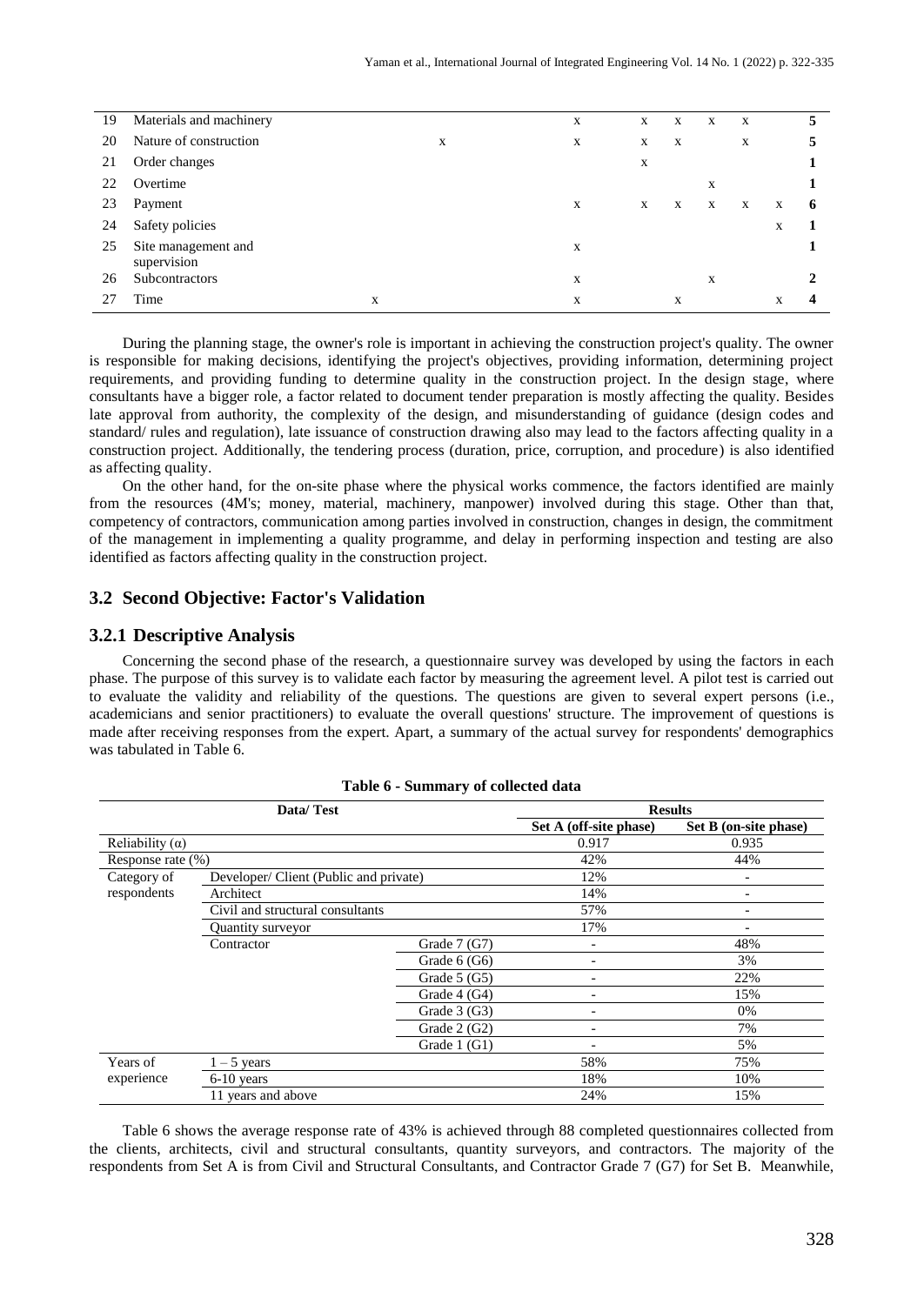| | | | | | | | | | | |
|---|---|---|---|---|---|---|---|---|---|---|
| 19 | Materials and machinery | | | x | x | x | x | x | | 5 |
| 20 | Nature of construction | | x | x | x | x | | x | | 5 |
| 21 | Order changes | | | | x | | | | | 1 |
| 22 | Overtime | | | | | | x | | | 1 |
| 23 | Payment | | | x | x | x | x | x | x | 6 |
| 24 | Safety policies | | | | | | | | x | 1 |
| 25 | Site management and supervision | | | x | | | | | | 1 |
| 26 | Subcontractors | | | x | | | x | | | 2 |
| 27 | Time | x | | x | | x | | | x | 4 |

During the planning stage, the owner's role is important in achieving the construction project's quality. The owner is responsible for making decisions, identifying the project's objectives, providing information, determining project requirements, and providing funding to determine quality in the construction project. In the design stage, where consultants have a bigger role, a factor related to document tender preparation is mostly affecting the quality. Besides late approval from authority, the complexity of the design, and misunderstanding of guidance (design codes and standard/ rules and regulation), late issuance of construction drawing also may lead to the factors affecting quality in a construction project. Additionally, the tendering process (duration, price, corruption, and procedure) is also identified as affecting quality.

On the other hand, for the on-site phase where the physical works commence, the factors identified are mainly from the resources (4M's; money, material, machinery, manpower) involved during this stage. Other than that, competency of contractors, communication among parties involved in construction, changes in design, the commitment of the management in implementing a quality programme, and delay in performing inspection and testing are also identified as factors affecting quality in the construction project.

## 3.2 Second Objective: Factor's Validation

### 3.2.1 Descriptive Analysis

Concerning the second phase of the research, a questionnaire survey was developed by using the factors in each phase. The purpose of this survey is to validate each factor by measuring the agreement level. A pilot test is carried out to evaluate the validity and reliability of the questions. The questions are given to several expert persons (i.e., academicians and senior practitioners) to evaluate the overall questions' structure. The improvement of questions is made after receiving responses from the expert. Apart, a summary of the actual survey for respondents' demographics was tabulated in Table 6.

**Table 6 - Summary of collected data**

| Data/ Test | | | Results | |
|---|---|---|---|---|
| | | | **Set A (off-site phase)** | **Set B (on-site phase)** |
| Reliability (α) | | | 0.917 | 0.935 |
| Response rate (%) | | | 42% | 44% |
| Category of respondents | Developer/ Client (Public and private) | | 12% | - |
| | Architect | | 14% | - |
| | Civil and structural consultants | | 57% | - |
| | Quantity surveyor | | 17% | - |
| | Contractor | Grade 7 (G7) | - | 48% |
| | | Grade 6 (G6) | - | 3% |
| | | Grade 5 (G5) | - | 22% |
| | | Grade 4 (G4) | - | 15% |
| | | Grade 3 (G3) | - | 0% |
| | | Grade 2 (G2) | - | 7% |
| | | Grade 1 (G1) | - | 5% |
| Years of experience | 1 – 5 years | | 58% | 75% |
| | 6-10 years | | 18% | 10% |
| | 11 years and above | | 24% | 15% |

Table 6 shows the average response rate of 43% is achieved through 88 completed questionnaires collected from the clients, architects, civil and structural consultants, quantity surveyors, and contractors. The majority of the respondents from Set A is from Civil and Structural Consultants, and Contractor Grade 7 (G7) for Set B. Meanwhile,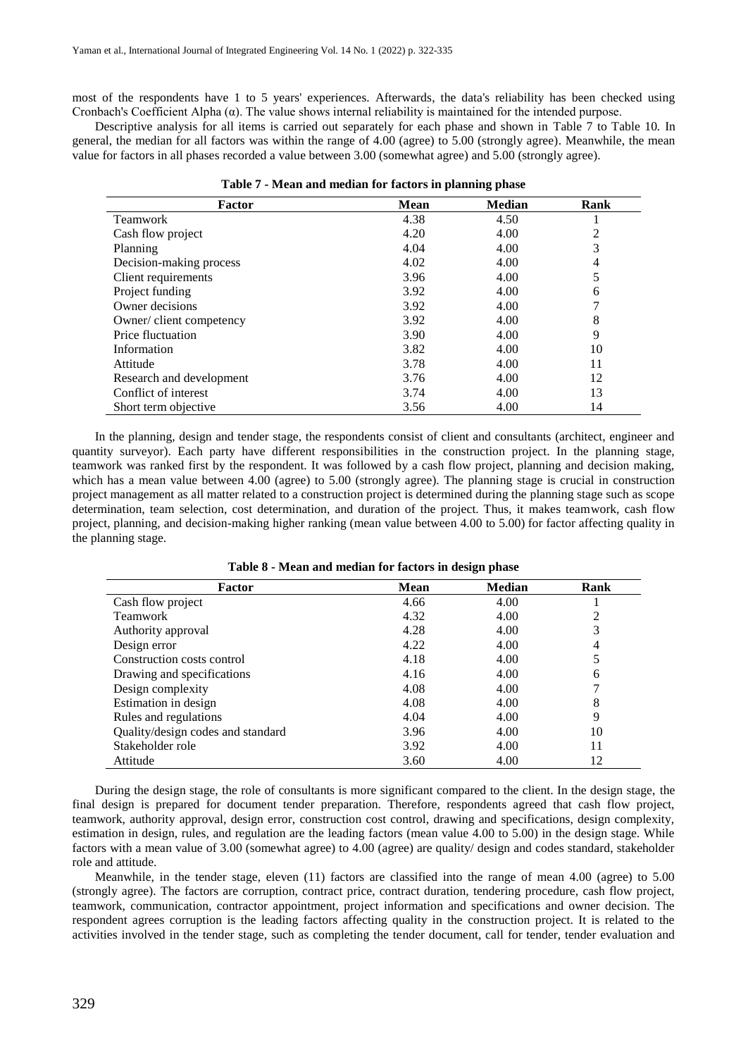most of the respondents have 1 to 5 years' experiences. Afterwards, the data's reliability has been checked using Cronbach's Coefficient Alpha (α). The value shows internal reliability is maintained for the intended purpose.

Descriptive analysis for all items is carried out separately for each phase and shown in Table 7 to Table 10. In general, the median for all factors was within the range of 4.00 (agree) to 5.00 (strongly agree). Meanwhile, the mean value for factors in all phases recorded a value between 3.00 (somewhat agree) and 5.00 (strongly agree).

**Table 7 - Mean and median for factors in planning phase**

| Factor | Mean | Median | Rank |
|---|---|---|---|
| Teamwork | 4.38 | 4.50 | 1 |
| Cash flow project | 4.20 | 4.00 | 2 |
| Planning | 4.04 | 4.00 | 3 |
| Decision-making process | 4.02 | 4.00 | 4 |
| Client requirements | 3.96 | 4.00 | 5 |
| Project funding | 3.92 | 4.00 | 6 |
| Owner decisions | 3.92 | 4.00 | 7 |
| Owner/ client competency | 3.92 | 4.00 | 8 |
| Price fluctuation | 3.90 | 4.00 | 9 |
| Information | 3.82 | 4.00 | 10 |
| Attitude | 3.78 | 4.00 | 11 |
| Research and development | 3.76 | 4.00 | 12 |
| Conflict of interest | 3.74 | 4.00 | 13 |
| Short term objective | 3.56 | 4.00 | 14 |

In the planning, design and tender stage, the respondents consist of client and consultants (architect, engineer and quantity surveyor). Each party have different responsibilities in the construction project. In the planning stage, teamwork was ranked first by the respondent. It was followed by a cash flow project, planning and decision making, which has a mean value between 4.00 (agree) to 5.00 (strongly agree). The planning stage is crucial in construction project management as all matter related to a construction project is determined during the planning stage such as scope determination, team selection, cost determination, and duration of the project. Thus, it makes teamwork, cash flow project, planning, and decision-making higher ranking (mean value between 4.00 to 5.00) for factor affecting quality in the planning stage.

**Table 8 - Mean and median for factors in design phase**

| Factor | Mean | Median | Rank |
|---|---|---|---|
| Cash flow project | 4.66 | 4.00 | 1 |
| Teamwork | 4.32 | 4.00 | 2 |
| Authority approval | 4.28 | 4.00 | 3 |
| Design error | 4.22 | 4.00 | 4 |
| Construction costs control | 4.18 | 4.00 | 5 |
| Drawing and specifications | 4.16 | 4.00 | 6 |
| Design complexity | 4.08 | 4.00 | 7 |
| Estimation in design | 4.08 | 4.00 | 8 |
| Rules and regulations | 4.04 | 4.00 | 9 |
| Quality/design codes and standard | 3.96 | 4.00 | 10 |
| Stakeholder role | 3.92 | 4.00 | 11 |
| Attitude | 3.60 | 4.00 | 12 |

During the design stage, the role of consultants is more significant compared to the client. In the design stage, the final design is prepared for document tender preparation. Therefore, respondents agreed that cash flow project, teamwork, authority approval, design error, construction cost control, drawing and specifications, design complexity, estimation in design, rules, and regulation are the leading factors (mean value 4.00 to 5.00) in the design stage. While factors with a mean value of 3.00 (somewhat agree) to 4.00 (agree) are quality/ design and codes standard, stakeholder role and attitude.

Meanwhile, in the tender stage, eleven (11) factors are classified into the range of mean 4.00 (agree) to 5.00 (strongly agree). The factors are corruption, contract price, contract duration, tendering procedure, cash flow project, teamwork, communication, contractor appointment, project information and specifications and owner decision. The respondent agrees corruption is the leading factors affecting quality in the construction project. It is related to the activities involved in the tender stage, such as completing the tender document, call for tender, tender evaluation and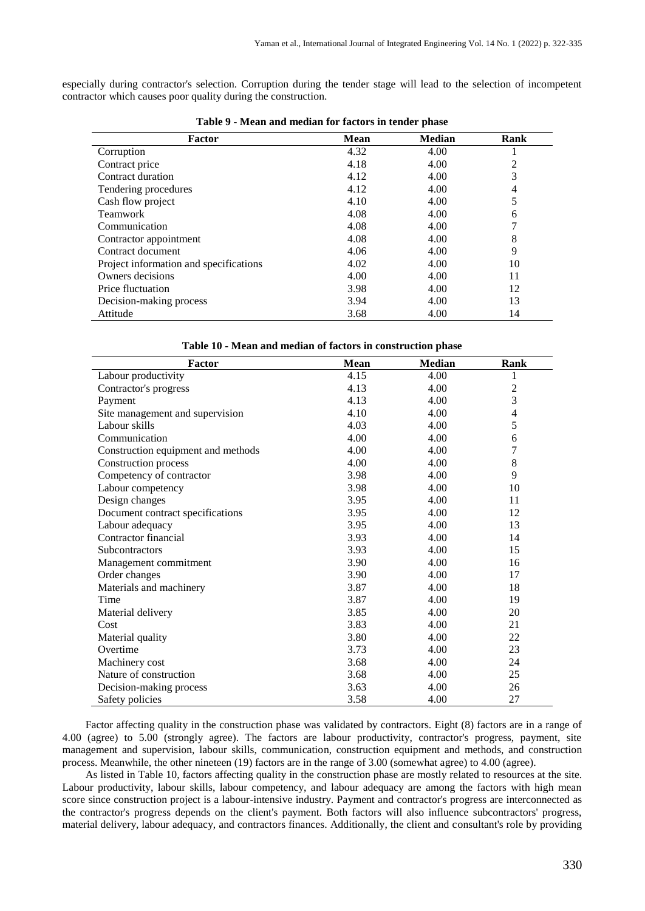especially during contractor's selection. Corruption during the tender stage will lead to the selection of incompetent contractor which causes poor quality during the construction.

**Table 9 - Mean and median for factors in tender phase**

| Factor | Mean | Median | Rank |
|---|---|---|---|
| Corruption | 4.32 | 4.00 | 1 |
| Contract price | 4.18 | 4.00 | 2 |
| Contract duration | 4.12 | 4.00 | 3 |
| Tendering procedures | 4.12 | 4.00 | 4 |
| Cash flow project | 4.10 | 4.00 | 5 |
| Teamwork | 4.08 | 4.00 | 6 |
| Communication | 4.08 | 4.00 | 7 |
| Contractor appointment | 4.08 | 4.00 | 8 |
| Contract document | 4.06 | 4.00 | 9 |
| Project information and specifications | 4.02 | 4.00 | 10 |
| Owners decisions | 4.00 | 4.00 | 11 |
| Price fluctuation | 3.98 | 4.00 | 12 |
| Decision-making process | 3.94 | 4.00 | 13 |
| Attitude | 3.68 | 4.00 | 14 |

**Table 10 - Mean and median of factors in construction phase**

| Factor | Mean | Median | Rank |
|---|---|---|---|
| Labour productivity | 4.15 | 4.00 | 1 |
| Contractor's progress | 4.13 | 4.00 | 2 |
| Payment | 4.13 | 4.00 | 3 |
| Site management and supervision | 4.10 | 4.00 | 4 |
| Labour skills | 4.03 | 4.00 | 5 |
| Communication | 4.00 | 4.00 | 6 |
| Construction equipment and methods | 4.00 | 4.00 | 7 |
| Construction process | 4.00 | 4.00 | 8 |
| Competency of contractor | 3.98 | 4.00 | 9 |
| Labour competency | 3.98 | 4.00 | 10 |
| Design changes | 3.95 | 4.00 | 11 |
| Document contract specifications | 3.95 | 4.00 | 12 |
| Labour adequacy | 3.95 | 4.00 | 13 |
| Contractor financial | 3.93 | 4.00 | 14 |
| Subcontractors | 3.93 | 4.00 | 15 |
| Management commitment | 3.90 | 4.00 | 16 |
| Order changes | 3.90 | 4.00 | 17 |
| Materials and machinery | 3.87 | 4.00 | 18 |
| Time | 3.87 | 4.00 | 19 |
| Material delivery | 3.85 | 4.00 | 20 |
| Cost | 3.83 | 4.00 | 21 |
| Material quality | 3.80 | 4.00 | 22 |
| Overtime | 3.73 | 4.00 | 23 |
| Machinery cost | 3.68 | 4.00 | 24 |
| Nature of construction | 3.68 | 4.00 | 25 |
| Decision-making process | 3.63 | 4.00 | 26 |
| Safety policies | 3.58 | 4.00 | 27 |

Factor affecting quality in the construction phase was validated by contractors. Eight (8) factors are in a range of 4.00 (agree) to 5.00 (strongly agree). The factors are labour productivity, contractor's progress, payment, site management and supervision, labour skills, communication, construction equipment and methods, and construction process. Meanwhile, the other nineteen (19) factors are in the range of 3.00 (somewhat agree) to 4.00 (agree).

As listed in Table 10, factors affecting quality in the construction phase are mostly related to resources at the site. Labour productivity, labour skills, labour competency, and labour adequacy are among the factors with high mean score since construction project is a labour-intensive industry. Payment and contractor's progress are interconnected as the contractor's progress depends on the client's payment. Both factors will also influence subcontractors' progress, material delivery, labour adequacy, and contractors finances. Additionally, the client and consultant's role by providing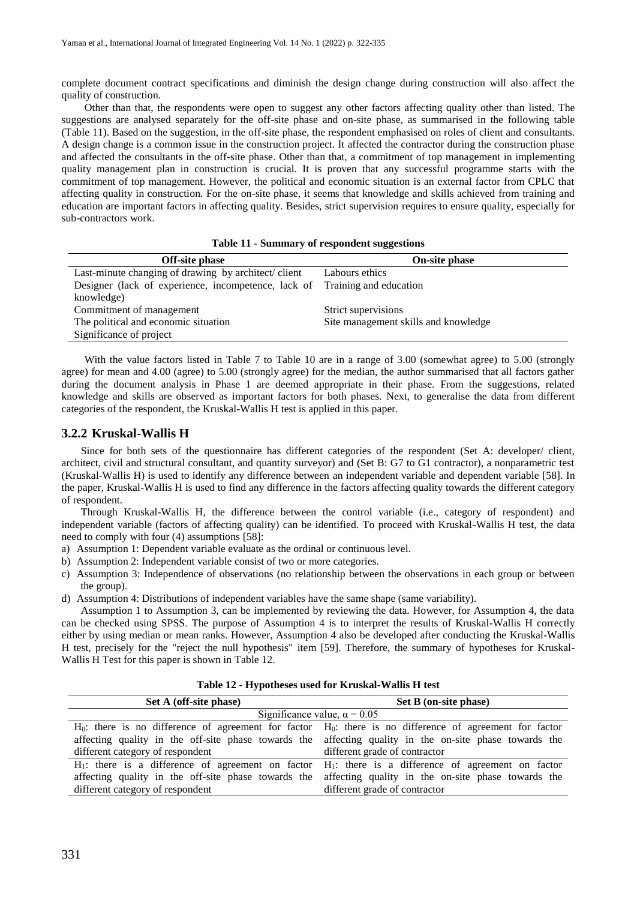complete document contract specifications and diminish the design change during construction will also affect the quality of construction.

Other than that, the respondents were open to suggest any other factors affecting quality other than listed. The suggestions are analysed separately for the off-site phase and on-site phase, as summarised in the following table (Table 11). Based on the suggestion, in the off-site phase, the respondent emphasised on roles of client and consultants. A design change is a common issue in the construction project. It affected the contractor during the construction phase and affected the consultants in the off-site phase. Other than that, a commitment of top management in implementing quality management plan in construction is crucial. It is proven that any successful programme starts with the commitment of top management. However, the political and economic situation is an external factor from CPLC that affecting quality in construction. For the on-site phase, it seems that knowledge and skills achieved from training and education are important factors in affecting quality. Besides, strict supervision requires to ensure quality, especially for sub-contractors work.

**Table 11 - Summary of respondent suggestions**

| Off-site phase | On-site phase |
|---|---|
| Last-minute changing of drawing by architect/ client | Labours ethics |
| Designer (lack of experience, incompetence, lack of knowledge) | Training and education |
| Commitment of management | Strict supervisions |
| The political and economic situation | Site management skills and knowledge |
| Significance of project | |

With the value factors listed in Table 7 to Table 10 are in a range of 3.00 (somewhat agree) to 5.00 (strongly agree) for mean and 4.00 (agree) to 5.00 (strongly agree) for the median, the author summarised that all factors gather during the document analysis in Phase 1 are deemed appropriate in their phase. From the suggestions, related knowledge and skills are observed as important factors for both phases. Next, to generalise the data from different categories of the respondent, the Kruskal-Wallis H test is applied in this paper.

### 3.2.2 Kruskal-Wallis H

Since for both sets of the questionnaire has different categories of the respondent (Set A: developer/ client, architect, civil and structural consultant, and quantity surveyor) and (Set B: G7 to G1 contractor), a nonparametric test (Kruskal-Wallis H) is used to identify any difference between an independent variable and dependent variable [58]. In the paper, Kruskal-Wallis H is used to find any difference in the factors affecting quality towards the different category of respondent.

Through Kruskal-Wallis H, the difference between the control variable (i.e., category of respondent) and independent variable (factors of affecting quality) can be identified. To proceed with Kruskal-Wallis H test, the data need to comply with four (4) assumptions [58]:

a) Assumption 1: Dependent variable evaluate as the ordinal or continuous level.
b) Assumption 2: Independent variable consist of two or more categories.
c) Assumption 3: Independence of observations (no relationship between the observations in each group or between the group).
d) Assumption 4: Distributions of independent variables have the same shape (same variability).

Assumption 1 to Assumption 3, can be implemented by reviewing the data. However, for Assumption 4, the data can be checked using SPSS. The purpose of Assumption 4 is to interpret the results of Kruskal-Wallis H correctly either by using median or mean ranks. However, Assumption 4 also be developed after conducting the Kruskal-Wallis H test, precisely for the "reject the null hypothesis" item [59]. Therefore, the summary of hypotheses for Kruskal-Wallis H Test for this paper is shown in Table 12.

**Table 12 - Hypotheses used for Kruskal-Wallis H test**

| Set A (off-site phase) | Set B (on-site phase) |
|---|---|
| Significance value, $\alpha = 0.05$ | |
| $H_0$: there is no difference of agreement for factor affecting quality in the off-site phase towards the different category of respondent | $H_0$: there is no difference of agreement for factor affecting quality in the on-site phase towards the different grade of contractor |
| $H_1$: there is a difference of agreement on factor affecting quality in the off-site phase towards the different category of respondent | $H_1$: there is a difference of agreement on factor affecting quality in the on-site phase towards the different grade of contractor |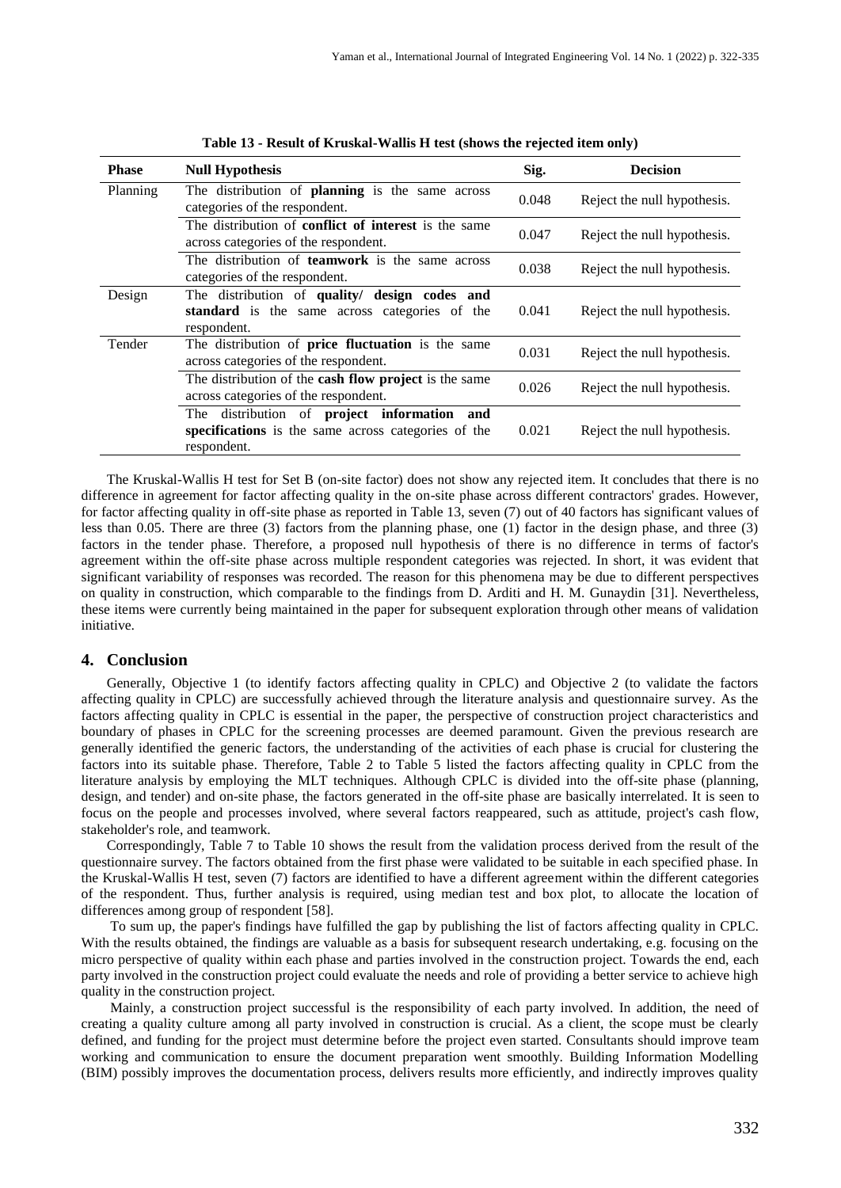**Table 13 - Result of Kruskal-Wallis H test (shows the rejected item only)**

| Phase | Null Hypothesis | Sig. | Decision |
|---|---|---|---|
| Planning | The distribution of **planning** is the same across categories of the respondent. | 0.048 | Reject the null hypothesis. |
| | The distribution of **conflict of interest** is the same across categories of the respondent. | 0.047 | Reject the null hypothesis. |
| | The distribution of **teamwork** is the same across categories of the respondent. | 0.038 | Reject the null hypothesis. |
| Design | The distribution of **quality/ design codes and standard** is the same across categories of the respondent. | 0.041 | Reject the null hypothesis. |
| Tender | The distribution of **price fluctuation** is the same across categories of the respondent. | 0.031 | Reject the null hypothesis. |
| | The distribution of the **cash flow project** is the same across categories of the respondent. | 0.026 | Reject the null hypothesis. |
| | The distribution of **project information and specifications** is the same across categories of the respondent. | 0.021 | Reject the null hypothesis. |

The Kruskal-Wallis H test for Set B (on-site factor) does not show any rejected item. It concludes that there is no difference in agreement for factor affecting quality in the on-site phase across different contractors' grades. However, for factor affecting quality in off-site phase as reported in Table 13, seven (7) out of 40 factors has significant values of less than 0.05. There are three (3) factors from the planning phase, one (1) factor in the design phase, and three (3) factors in the tender phase. Therefore, a proposed null hypothesis of there is no difference in terms of factor's agreement within the off-site phase across multiple respondent categories was rejected. In short, it was evident that significant variability of responses was recorded. The reason for this phenomena may be due to different perspectives on quality in construction, which comparable to the findings from D. Arditi and H. M. Gunaydin [31]. Nevertheless, these items were currently being maintained in the paper for subsequent exploration through other means of validation initiative.

## 4. Conclusion

Generally, Objective 1 (to identify factors affecting quality in CPLC) and Objective 2 (to validate the factors affecting quality in CPLC) are successfully achieved through the literature analysis and questionnaire survey. As the factors affecting quality in CPLC is essential in the paper, the perspective of construction project characteristics and boundary of phases in CPLC for the screening processes are deemed paramount. Given the previous research are generally identified the generic factors, the understanding of the activities of each phase is crucial for clustering the factors into its suitable phase. Therefore, Table 2 to Table 5 listed the factors affecting quality in CPLC from the literature analysis by employing the MLT techniques. Although CPLC is divided into the off-site phase (planning, design, and tender) and on-site phase, the factors generated in the off-site phase are basically interrelated. It is seen to focus on the people and processes involved, where several factors reappeared, such as attitude, project's cash flow, stakeholder's role, and teamwork.

Correspondingly, Table 7 to Table 10 shows the result from the validation process derived from the result of the questionnaire survey. The factors obtained from the first phase were validated to be suitable in each specified phase. In the Kruskal-Wallis H test, seven (7) factors are identified to have a different agreement within the different categories of the respondent. Thus, further analysis is required, using median test and box plot, to allocate the location of differences among group of respondent [58].

To sum up, the paper's findings have fulfilled the gap by publishing the list of factors affecting quality in CPLC. With the results obtained, the findings are valuable as a basis for subsequent research undertaking, e.g. focusing on the micro perspective of quality within each phase and parties involved in the construction project. Towards the end, each party involved in the construction project could evaluate the needs and role of providing a better service to achieve high quality in the construction project.

Mainly, a construction project successful is the responsibility of each party involved. In addition, the need of creating a quality culture among all party involved in construction is crucial. As a client, the scope must be clearly defined, and funding for the project must determine before the project even started. Consultants should improve team working and communication to ensure the document preparation went smoothly. Building Information Modelling (BIM) possibly improves the documentation process, delivers results more efficiently, and indirectly improves quality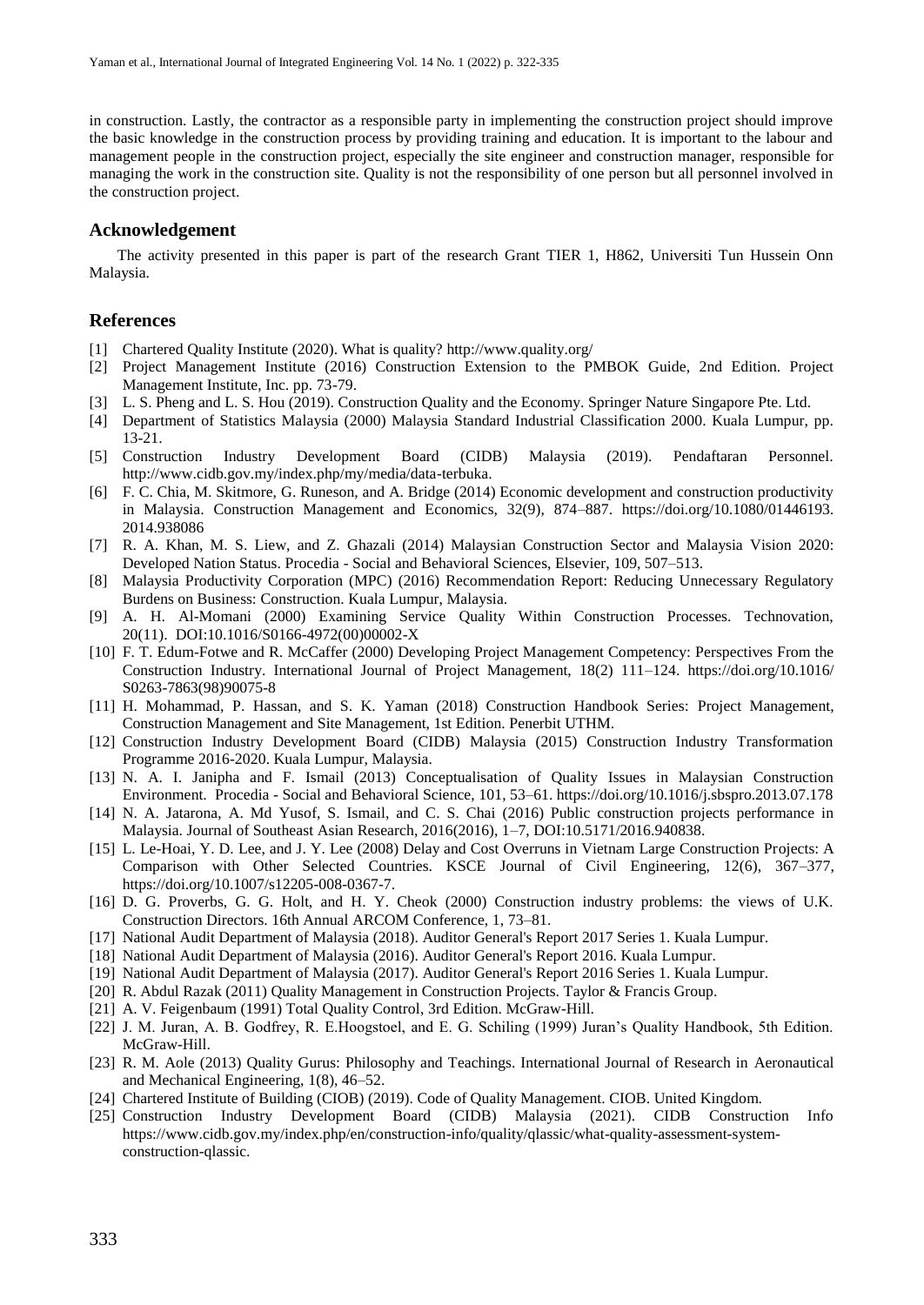in construction. Lastly, the contractor as a responsible party in implementing the construction project should improve the basic knowledge in the construction process by providing training and education. It is important to the labour and management people in the construction project, especially the site engineer and construction manager, responsible for managing the work in the construction site. Quality is not the responsibility of one person but all personnel involved in the construction project.

## Acknowledgement

The activity presented in this paper is part of the research Grant TIER 1, H862, Universiti Tun Hussein Onn Malaysia.

## References

[1] Chartered Quality Institute (2020). What is quality? http://www.quality.org/

[2] Project Management Institute (2016) Construction Extension to the PMBOK Guide, 2nd Edition. Project Management Institute, Inc. pp. 73-79.

[3] L. S. Pheng and L. S. Hou (2019). Construction Quality and the Economy. Springer Nature Singapore Pte. Ltd.

[4] Department of Statistics Malaysia (2000) Malaysia Standard Industrial Classification 2000. Kuala Lumpur, pp. 13-21.

[5] Construction Industry Development Board (CIDB) Malaysia (2019). Pendaftaran Personnel. http://www.cidb.gov.my/index.php/my/media/data-terbuka.

[6] F. C. Chia, M. Skitmore, G. Runeson, and A. Bridge (2014) Economic development and construction productivity in Malaysia. Construction Management and Economics, 32(9), 874–887. https://doi.org/10.1080/01446193.2014.938086

[7] R. A. Khan, M. S. Liew, and Z. Ghazali (2014) Malaysian Construction Sector and Malaysia Vision 2020: Developed Nation Status. Procedia - Social and Behavioral Sciences, Elsevier, 109, 507–513.

[8] Malaysia Productivity Corporation (MPC) (2016) Recommendation Report: Reducing Unnecessary Regulatory Burdens on Business: Construction. Kuala Lumpur, Malaysia.

[9] A. H. Al-Momani (2000) Examining Service Quality Within Construction Processes. Technovation, 20(11). DOI:10.1016/S0166-4972(00)00002-X

[10] F. T. Edum-Fotwe and R. McCaffer (2000) Developing Project Management Competency: Perspectives From the Construction Industry. International Journal of Project Management, 18(2) 111–124. https://doi.org/10.1016/S0263-7863(98)90075-8

[11] H. Mohammad, P. Hassan, and S. K. Yaman (2018) Construction Handbook Series: Project Management, Construction Management and Site Management, 1st Edition. Penerbit UTHM.

[12] Construction Industry Development Board (CIDB) Malaysia (2015) Construction Industry Transformation Programme 2016-2020. Kuala Lumpur, Malaysia.

[13] N. A. I. Janipha and F. Ismail (2013) Conceptualisation of Quality Issues in Malaysian Construction Environment. Procedia - Social and Behavioral Science, 101, 53–61. https://doi.org/10.1016/j.sbspro.2013.07.178

[14] N. A. Jatarona, A. Md Yusof, S. Ismail, and C. S. Chai (2016) Public construction projects performance in Malaysia. Journal of Southeast Asian Research, 2016(2016), 1–7, DOI:10.5171/2016.940838.

[15] L. Le-Hoai, Y. D. Lee, and J. Y. Lee (2008) Delay and Cost Overruns in Vietnam Large Construction Projects: A Comparison with Other Selected Countries. KSCE Journal of Civil Engineering, 12(6), 367–377, https://doi.org/10.1007/s12205-008-0367-7.

[16] D. G. Proverbs, G. G. Holt, and H. Y. Cheok (2000) Construction industry problems: the views of U.K. Construction Directors. 16th Annual ARCOM Conference, 1, 73–81.

[17] National Audit Department of Malaysia (2018). Auditor General's Report 2017 Series 1. Kuala Lumpur.

[18] National Audit Department of Malaysia (2016). Auditor General's Report 2016. Kuala Lumpur.

[19] National Audit Department of Malaysia (2017). Auditor General's Report 2016 Series 1. Kuala Lumpur.

[20] R. Abdul Razak (2011) Quality Management in Construction Projects. Taylor & Francis Group.

[21] A. V. Feigenbaum (1991) Total Quality Control, 3rd Edition. McGraw-Hill.

[22] J. M. Juran, A. B. Godfrey, R. E.Hoogstoel, and E. G. Schiling (1999) Juran's Quality Handbook, 5th Edition. McGraw-Hill.

[23] R. M. Aole (2013) Quality Gurus: Philosophy and Teachings. International Journal of Research in Aeronautical and Mechanical Engineering, 1(8), 46–52.

[24] Chartered Institute of Building (CIOB) (2019). Code of Quality Management. CIOB. United Kingdom.

[25] Construction Industry Development Board (CIDB) Malaysia (2021). CIDB Construction Info https://www.cidb.gov.my/index.php/en/construction-info/quality/qlassic/what-quality-assessment-system-construction-qlassic.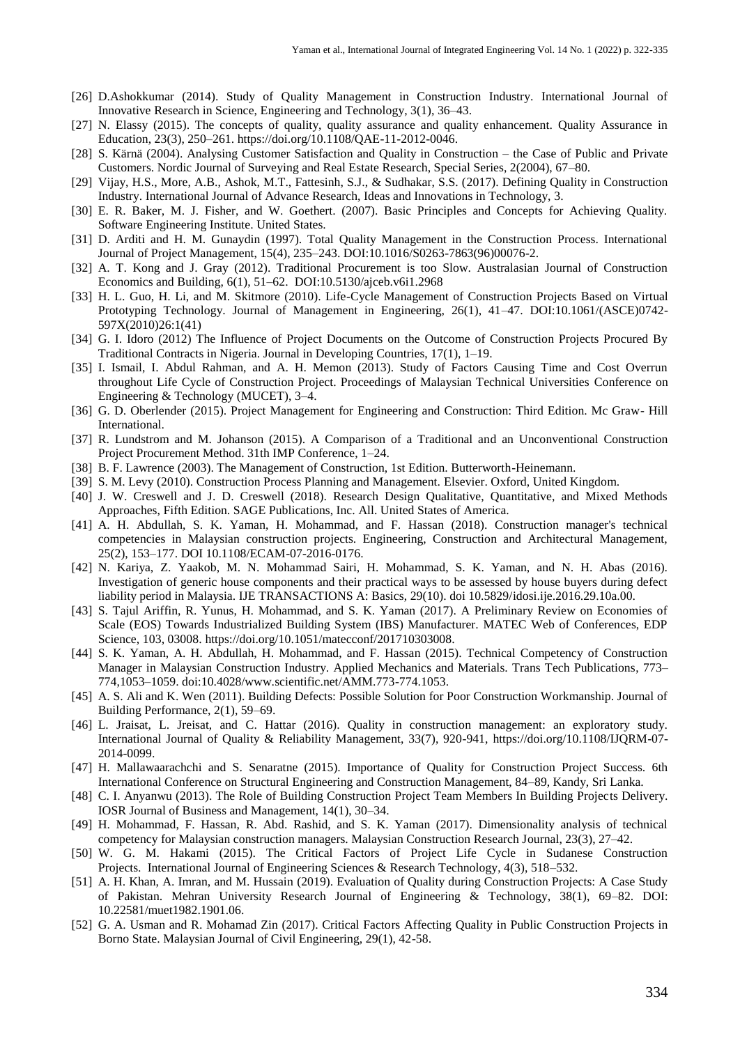[26] D.Ashokkumar (2014). Study of Quality Management in Construction Industry. International Journal of Innovative Research in Science, Engineering and Technology, 3(1), 36–43.

[27] N. Elassy (2015). The concepts of quality, quality assurance and quality enhancement. Quality Assurance in Education, 23(3), 250–261. https://doi.org/10.1108/QAE-11-2012-0046.

[28] S. Kärnä (2004). Analysing Customer Satisfaction and Quality in Construction – the Case of Public and Private Customers. Nordic Journal of Surveying and Real Estate Research, Special Series, 2(2004), 67–80.

[29] Vijay, H.S., More, A.B., Ashok, M.T., Fattesinh, S.J., & Sudhakar, S.S. (2017). Defining Quality in Construction Industry. International Journal of Advance Research, Ideas and Innovations in Technology, 3.

[30] E. R. Baker, M. J. Fisher, and W. Goethert. (2007). Basic Principles and Concepts for Achieving Quality. Software Engineering Institute. United States.

[31] D. Arditi and H. M. Gunaydin (1997). Total Quality Management in the Construction Process. International Journal of Project Management, 15(4), 235–243. DOI:10.1016/S0263-7863(96)00076-2.

[32] A. T. Kong and J. Gray (2012). Traditional Procurement is too Slow. Australasian Journal of Construction Economics and Building, 6(1), 51–62. DOI:10.5130/ajceb.v6i1.2968

[33] H. L. Guo, H. Li, and M. Skitmore (2010). Life-Cycle Management of Construction Projects Based on Virtual Prototyping Technology. Journal of Management in Engineering, 26(1), 41–47. DOI:10.1061/(ASCE)0742-597X(2010)26:1(41)

[34] G. I. Idoro (2012) The Influence of Project Documents on the Outcome of Construction Projects Procured By Traditional Contracts in Nigeria. Journal in Developing Countries, 17(1), 1–19.

[35] I. Ismail, I. Abdul Rahman, and A. H. Memon (2013). Study of Factors Causing Time and Cost Overrun throughout Life Cycle of Construction Project. Proceedings of Malaysian Technical Universities Conference on Engineering & Technology (MUCET), 3–4.

[36] G. D. Oberlender (2015). Project Management for Engineering and Construction: Third Edition. Mc Graw- Hill International.

[37] R. Lundstrom and M. Johanson (2015). A Comparison of a Traditional and an Unconventional Construction Project Procurement Method. 31th IMP Conference, 1–24.

[38] B. F. Lawrence (2003). The Management of Construction, 1st Edition. Butterworth-Heinemann.

[39] S. M. Levy (2010). Construction Process Planning and Management. Elsevier. Oxford, United Kingdom.

[40] J. W. Creswell and J. D. Creswell (2018). Research Design Qualitative, Quantitative, and Mixed Methods Approaches, Fifth Edition. SAGE Publications, Inc. All. United States of America.

[41] A. H. Abdullah, S. K. Yaman, H. Mohammad, and F. Hassan (2018). Construction manager's technical competencies in Malaysian construction projects. Engineering, Construction and Architectural Management, 25(2), 153–177. DOI 10.1108/ECAM-07-2016-0176.

[42] N. Kariya, Z. Yaakob, M. N. Mohammad Sairi, H. Mohammad, S. K. Yaman, and N. H. Abas (2016). Investigation of generic house components and their practical ways to be assessed by house buyers during defect liability period in Malaysia. IJE TRANSACTIONS A: Basics, 29(10). doi 10.5829/idosi.ije.2016.29.10a.00.

[43] S. Tajul Ariffin, R. Yunus, H. Mohammad, and S. K. Yaman (2017). A Preliminary Review on Economies of Scale (EOS) Towards Industrialized Building System (IBS) Manufacturer. MATEC Web of Conferences, EDP Science, 103, 03008. https://doi.org/10.1051/matecconf/201710303008.

[44] S. K. Yaman, A. H. Abdullah, H. Mohammad, and F. Hassan (2015). Technical Competency of Construction Manager in Malaysian Construction Industry. Applied Mechanics and Materials. Trans Tech Publications, 773–774,1053–1059. doi:10.4028/www.scientific.net/AMM.773-774.1053.

[45] A. S. Ali and K. Wen (2011). Building Defects: Possible Solution for Poor Construction Workmanship. Journal of Building Performance, 2(1), 59–69.

[46] L. Jraisat, L. Jreisat, and C. Hattar (2016). Quality in construction management: an exploratory study. International Journal of Quality & Reliability Management, 33(7), 920-941, https://doi.org/10.1108/IJQRM-07-2014-0099.

[47] H. Mallawaarachchi and S. Senaratne (2015). Importance of Quality for Construction Project Success. 6th International Conference on Structural Engineering and Construction Management, 84–89, Kandy, Sri Lanka.

[48] C. I. Anyanwu (2013). The Role of Building Construction Project Team Members In Building Projects Delivery. IOSR Journal of Business and Management, 14(1), 30–34.

[49] H. Mohammad, F. Hassan, R. Abd. Rashid, and S. K. Yaman (2017). Dimensionality analysis of technical competency for Malaysian construction managers. Malaysian Construction Research Journal, 23(3), 27–42.

[50] W. G. M. Hakami (2015). The Critical Factors of Project Life Cycle in Sudanese Construction Projects. International Journal of Engineering Sciences & Research Technology, 4(3), 518–532.

[51] A. H. Khan, A. Imran, and M. Hussain (2019). Evaluation of Quality during Construction Projects: A Case Study of Pakistan. Mehran University Research Journal of Engineering & Technology, 38(1), 69–82. DOI: 10.22581/muet1982.1901.06.

[52] G. A. Usman and R. Mohamad Zin (2017). Critical Factors Affecting Quality in Public Construction Projects in Borno State. Malaysian Journal of Civil Engineering, 29(1), 42-58.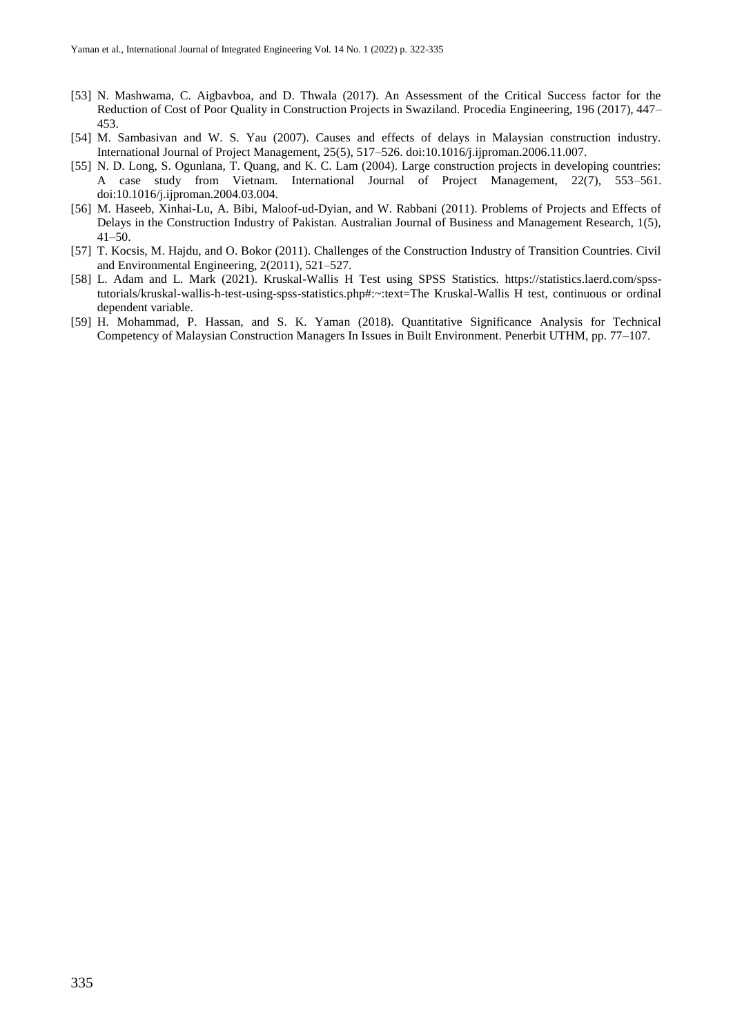[53] N. Mashwama, C. Aigbavboa, and D. Thwala (2017). An Assessment of the Critical Success factor for the Reduction of Cost of Poor Quality in Construction Projects in Swaziland. Procedia Engineering, 196 (2017), 447–453.

[54] M. Sambasivan and W. S. Yau (2007). Causes and effects of delays in Malaysian construction industry. International Journal of Project Management, 25(5), 517–526. doi:10.1016/j.ijproman.2006.11.007.

[55] N. D. Long, S. Ogunlana, T. Quang, and K. C. Lam (2004). Large construction projects in developing countries: A case study from Vietnam. International Journal of Project Management, 22(7), 553–561. doi:10.1016/j.ijproman.2004.03.004.

[56] M. Haseeb, Xinhai-Lu, A. Bibi, Maloof-ud-Dyian, and W. Rabbani (2011). Problems of Projects and Effects of Delays in the Construction Industry of Pakistan. Australian Journal of Business and Management Research, 1(5), 41–50.

[57] T. Kocsis, M. Hajdu, and O. Bokor (2011). Challenges of the Construction Industry of Transition Countries. Civil and Environmental Engineering, 2(2011), 521–527.

[58] L. Adam and L. Mark (2021). Kruskal-Wallis H Test using SPSS Statistics. https://statistics.laerd.com/spss-tutorials/kruskal-wallis-h-test-using-spss-statistics.php#:~:text=The Kruskal-Wallis H test, continuous or ordinal dependent variable.

[59] H. Mohammad, P. Hassan, and S. K. Yaman (2018). Quantitative Significance Analysis for Technical Competency of Malaysian Construction Managers In Issues in Built Environment. Penerbit UTHM, pp. 77–107.